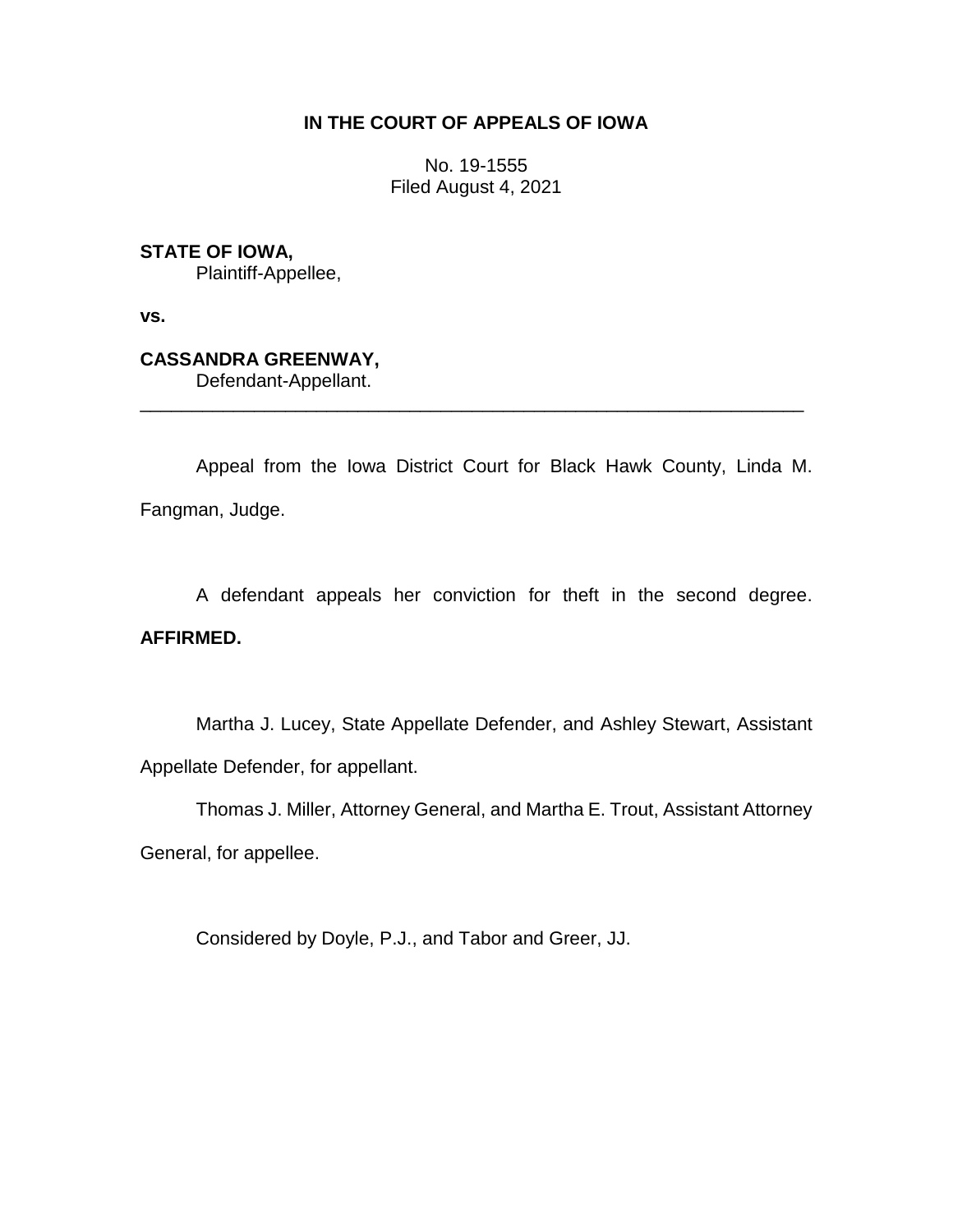**IN THE COURT OF APPEALS OF IOWA**

No. 19-1555
Filed August 4, 2021

**STATE OF IOWA,**
Plaintiff-Appellee,

**vs.**

**CASSANDRA GREENWAY,**
Defendant-Appellant.

---

Appeal from the Iowa District Court for Black Hawk County, Linda M. Fangman, Judge.

A defendant appeals her conviction for theft in the second degree. **AFFIRMED.**

Martha J. Lucey, State Appellate Defender, and Ashley Stewart, Assistant Appellate Defender, for appellant.

Thomas J. Miller, Attorney General, and Martha E. Trout, Assistant Attorney General, for appellee.

Considered by Doyle, P.J., and Tabor and Greer, JJ.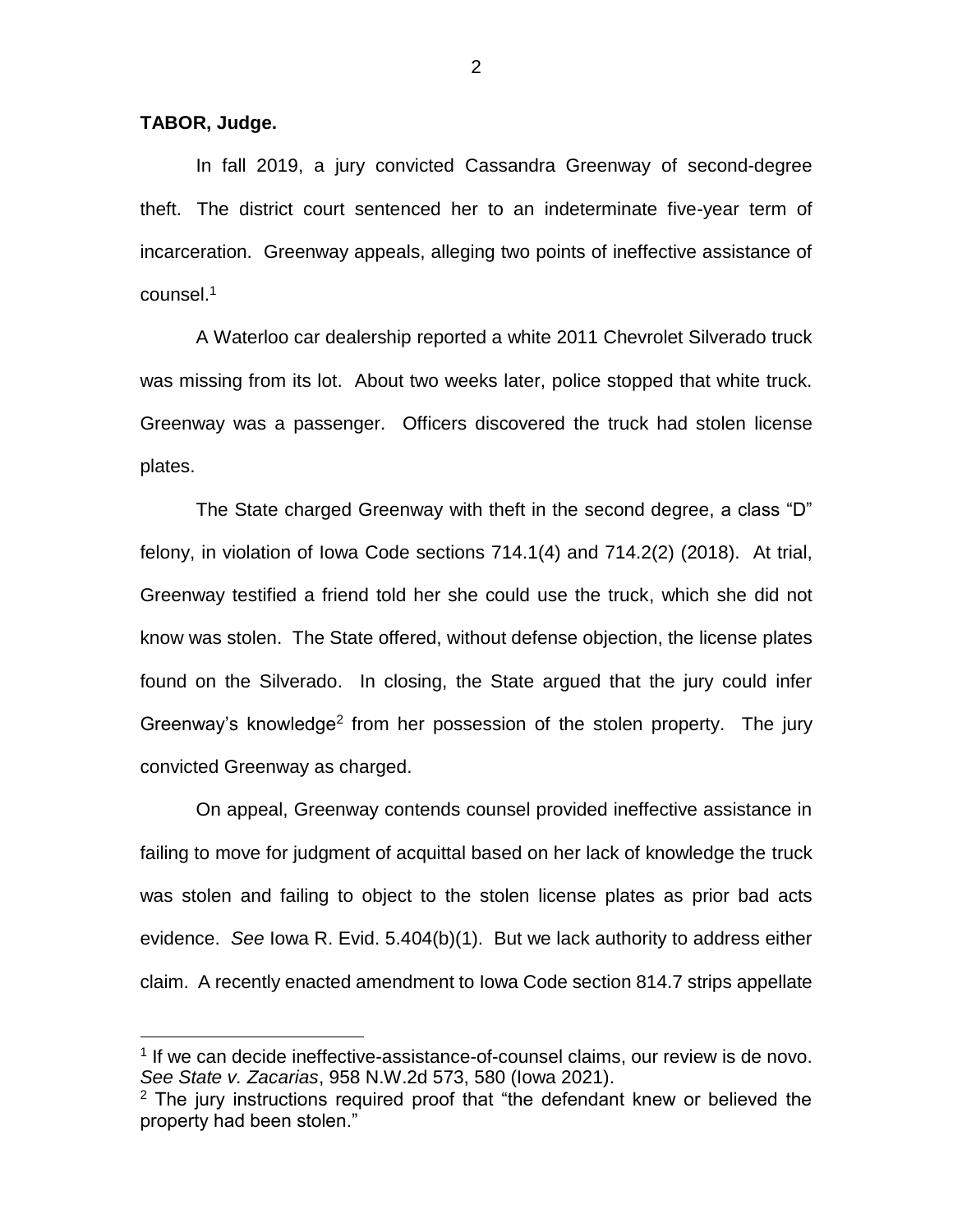**TABOR, Judge.**

In fall 2019, a jury convicted Cassandra Greenway of second-degree theft. The district court sentenced her to an indeterminate five-year term of incarceration. Greenway appeals, alleging two points of ineffective assistance of counsel.[1]

A Waterloo car dealership reported a white 2011 Chevrolet Silverado truck was missing from its lot. About two weeks later, police stopped that white truck. Greenway was a passenger. Officers discovered the truck had stolen license plates.

The State charged Greenway with theft in the second degree, a class "D" felony, in violation of Iowa Code sections 714.1(4) and 714.2(2) (2018). At trial, Greenway testified a friend told her she could use the truck, which she did not know was stolen. The State offered, without defense objection, the license plates found on the Silverado. In closing, the State argued that the jury could infer Greenway's knowledge[2] from her possession of the stolen property. The jury convicted Greenway as charged.

On appeal, Greenway contends counsel provided ineffective assistance in failing to move for judgment of acquittal based on her lack of knowledge the truck was stolen and failing to object to the stolen license plates as prior bad acts evidence. *See* Iowa R. Evid. 5.404(b)(1). But we lack authority to address either claim. A recently enacted amendment to Iowa Code section 814.7 strips appellate

---

[1] If we can decide ineffective-assistance-of-counsel claims, our review is de novo. *See State v. Zacarias*, 958 N.W.2d 573, 580 (Iowa 2021).

[2] The jury instructions required proof that "the defendant knew or believed the property had been stolen."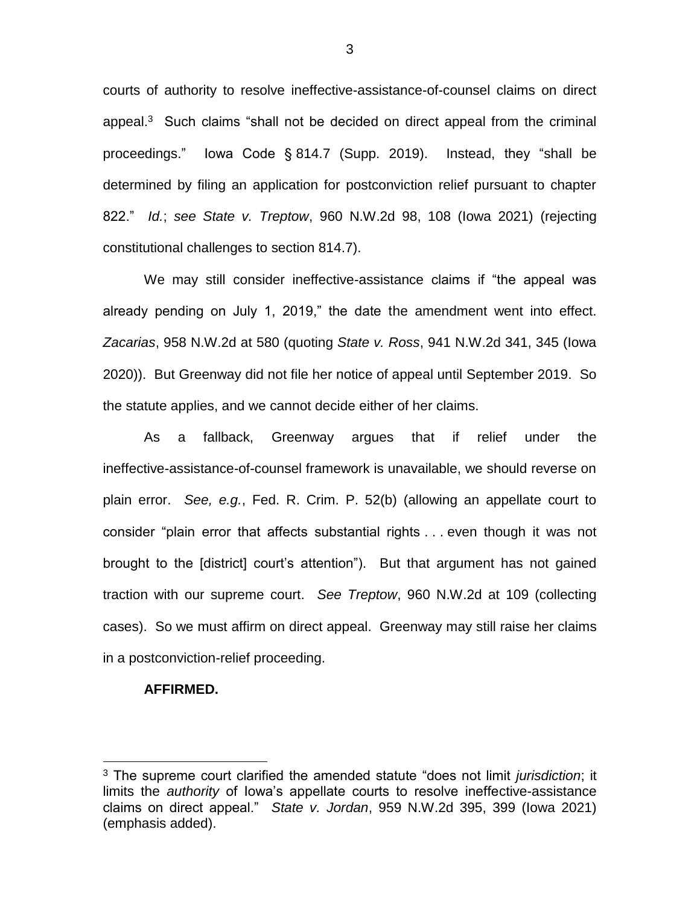courts of authority to resolve ineffective-assistance-of-counsel claims on direct appeal.[3] Such claims "shall not be decided on direct appeal from the criminal proceedings." Iowa Code § 814.7 (Supp. 2019). Instead, they "shall be determined by filing an application for postconviction relief pursuant to chapter 822." *Id.*; *see State v. Treptow*, 960 N.W.2d 98, 108 (Iowa 2021) (rejecting constitutional challenges to section 814.7).

We may still consider ineffective-assistance claims if "the appeal was already pending on July 1, 2019," the date the amendment went into effect. *Zacarias*, 958 N.W.2d at 580 (quoting *State v. Ross*, 941 N.W.2d 341, 345 (Iowa 2020)). But Greenway did not file her notice of appeal until September 2019. So the statute applies, and we cannot decide either of her claims.

As a fallback, Greenway argues that if relief under the ineffective-assistance-of-counsel framework is unavailable, we should reverse on plain error. *See, e.g.*, Fed. R. Crim. P. 52(b) (allowing an appellate court to consider "plain error that affects substantial rights . . . even though it was not brought to the [district] court's attention"). But that argument has not gained traction with our supreme court. *See Treptow*, 960 N.W.2d at 109 (collecting cases). So we must affirm on direct appeal. Greenway may still raise her claims in a postconviction-relief proceeding.

**AFFIRMED.**

---

[3] The supreme court clarified the amended statute "does not limit *jurisdiction*; it limits the *authority* of Iowa's appellate courts to resolve ineffective-assistance claims on direct appeal." *State v. Jordan*, 959 N.W.2d 395, 399 (Iowa 2021) (emphasis added).